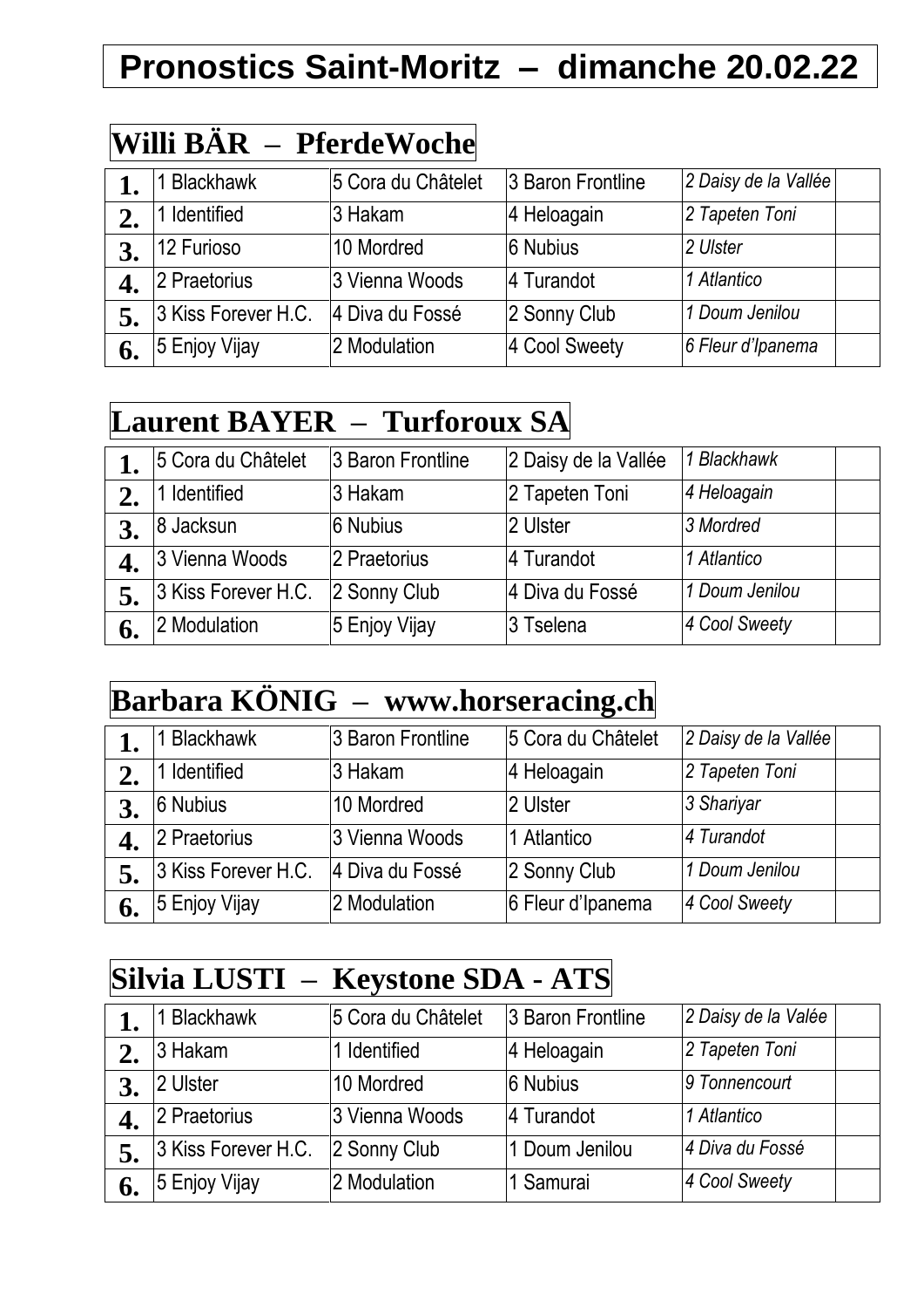# Pronostics Saint-Moritz – dimanche 20.02.22

## Willi BÄR – PferdeWoche

| | | | | | |
|---|---|---|---|---|---|
| **1.** | 1 Blackhawk | 5 Cora du Châtelet | 3 Baron Frontline | *2 Daisy de la Vallée* | |
| **2.** | 1 Identified | 3 Hakam | 4 Heloagain | *2 Tapeten Toni* | |
| **3.** | 12 Furioso | 10 Mordred | 6 Nubius | *2 Ulster* | |
| **4.** | 2 Praetorius | 3 Vienna Woods | 4 Turandot | *1 Atlantico* | |
| **5.** | 3 Kiss Forever H.C. | 4 Diva du Fossé | 2 Sonny Club | *1 Doum Jenilou* | |
| **6.** | 5 Enjoy Vijay | 2 Modulation | 4 Cool Sweety | *6 Fleur d'Ipanema* | |

## Laurent BAYER – Turforoux SA

| | | | | | |
|---|---|---|---|---|---|
| **1.** | 5 Cora du Châtelet | 3 Baron Frontline | 2 Daisy de la Vallée | *1 Blackhawk* | |
| **2.** | 1 Identified | 3 Hakam | 2 Tapeten Toni | *4 Heloagain* | |
| **3.** | 8 Jacksun | 6 Nubius | 2 Ulster | *3 Mordred* | |
| **4.** | 3 Vienna Woods | 2 Praetorius | 4 Turandot | *1 Atlantico* | |
| **5.** | 3 Kiss Forever H.C. | 2 Sonny Club | 4 Diva du Fossé | *1 Doum Jenilou* | |
| **6.** | 2 Modulation | 5 Enjoy Vijay | 3 Tselena | *4 Cool Sweety* | |

## Barbara KÖNIG – www.horseracing.ch

| | | | | | |
|---|---|---|---|---|---|
| **1.** | 1 Blackhawk | 3 Baron Frontline | 5 Cora du Châtelet | *2 Daisy de la Vallée* | |
| **2.** | 1 Identified | 3 Hakam | 4 Heloagain | *2 Tapeten Toni* | |
| **3.** | 6 Nubius | 10 Mordred | 2 Ulster | *3 Shariyar* | |
| **4.** | 2 Praetorius | 3 Vienna Woods | 1 Atlantico | *4 Turandot* | |
| **5.** | 3 Kiss Forever H.C. | 4 Diva du Fossé | 2 Sonny Club | *1 Doum Jenilou* | |
| **6.** | 5 Enjoy Vijay | 2 Modulation | 6 Fleur d'Ipanema | *4 Cool Sweety* | |

## Silvia LUSTI – Keystone SDA - ATS

| | | | | | |
|---|---|---|---|---|---|
| **1.** | 1 Blackhawk | 5 Cora du Châtelet | 3 Baron Frontline | *2 Daisy de la Valée* | |
| **2.** | 3 Hakam | 1 Identified | 4 Heloagain | *2 Tapeten Toni* | |
| **3.** | 2 Ulster | 10 Mordred | 6 Nubius | *9 Tonnencourt* | |
| **4.** | 2 Praetorius | 3 Vienna Woods | 4 Turandot | *1 Atlantico* | |
| **5.** | 3 Kiss Forever H.C. | 2 Sonny Club | 1 Doum Jenilou | *4 Diva du Fossé* | |
| **6.** | 5 Enjoy Vijay | 2 Modulation | 1 Samurai | *4 Cool Sweety* | |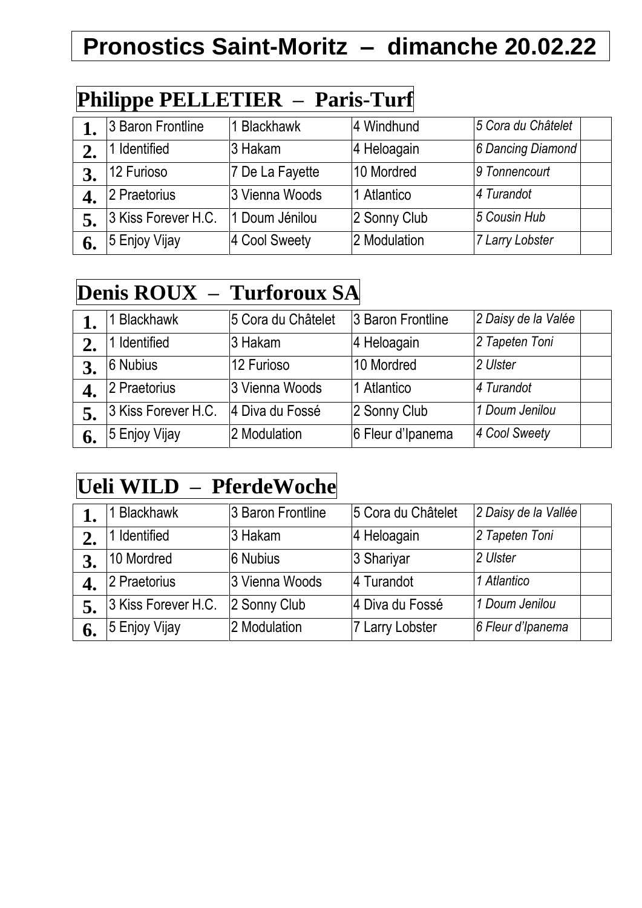# Pronostics Saint-Moritz – dimanche 20.02.22

## Philippe PELLETIER – Paris-Turf

| | | | | | |
|---|---|---|---|---|---|
| **1.** | 3 Baron Frontline | 1 Blackhawk | 4 Windhund | *5 Cora du Châtelet* | |
| **2.** | 1 Identified | 3 Hakam | 4 Heloagain | *6 Dancing Diamond* | |
| **3.** | 12 Furioso | 7 De La Fayette | 10 Mordred | *9 Tonnencourt* | |
| **4.** | 2 Praetorius | 3 Vienna Woods | 1 Atlantico | *4 Turandot* | |
| **5.** | 3 Kiss Forever H.C. | 1 Doum Jénilou | 2 Sonny Club | *5 Cousin Hub* | |
| **6.** | 5 Enjoy Vijay | 4 Cool Sweety | 2 Modulation | *7 Larry Lobster* | |

## Denis ROUX – Turforoux SA

| | | | | | |
|---|---|---|---|---|---|
| **1.** | 1 Blackhawk | 5 Cora du Châtelet | 3 Baron Frontline | *2 Daisy de la Valée* | |
| **2.** | 1 Identified | 3 Hakam | 4 Heloagain | *2 Tapeten Toni* | |
| **3.** | 6 Nubius | 12 Furioso | 10 Mordred | *2 Ulster* | |
| **4.** | 2 Praetorius | 3 Vienna Woods | 1 Atlantico | *4 Turandot* | |
| **5.** | 3 Kiss Forever H.C. | 4 Diva du Fossé | 2 Sonny Club | *1 Doum Jenilou* | |
| **6.** | 5 Enjoy Vijay | 2 Modulation | 6 Fleur d'Ipanema | *4 Cool Sweety* | |

## Ueli WILD – PferdeWoche

| | | | | | |
|---|---|---|---|---|---|
| **1.** | 1 Blackhawk | 3 Baron Frontline | 5 Cora du Châtelet | *2 Daisy de la Vallée* | |
| **2.** | 1 Identified | 3 Hakam | 4 Heloagain | *2 Tapeten Toni* | |
| **3.** | 10 Mordred | 6 Nubius | 3 Shariyar | *2 Ulster* | |
| **4.** | 2 Praetorius | 3 Vienna Woods | 4 Turandot | *1 Atlantico* | |
| **5.** | 3 Kiss Forever H.C. | 2 Sonny Club | 4 Diva du Fossé | *1 Doum Jenilou* | |
| **6.** | 5 Enjoy Vijay | 2 Modulation | 7 Larry Lobster | *6 Fleur d'Ipanema* | |